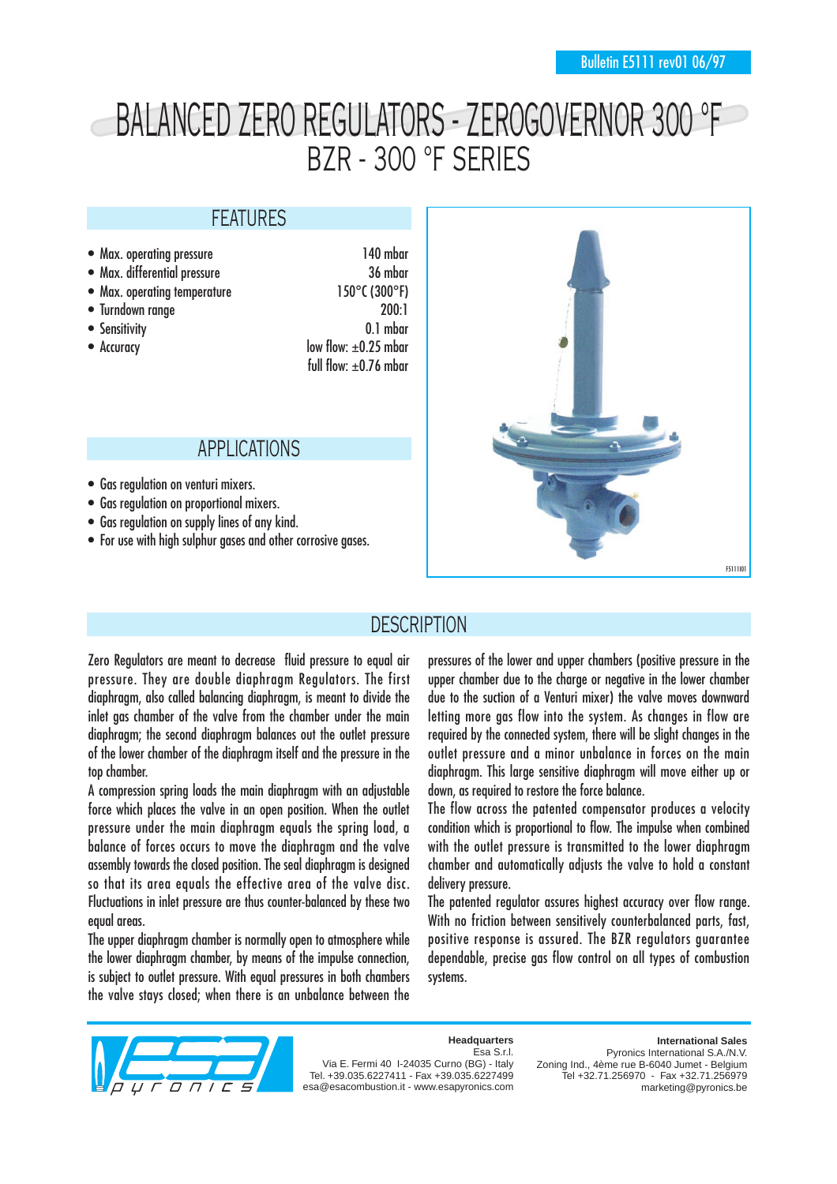Bulletin E5111 rev01 06/97

# BALANCED ZERO REGULATORS - ZEROGOVERNOR 300 °F

## BZR - 300 °F SERIES

## FEATURES

| | |
|---|---|
| • Max. operating pressure | 140 mbar |
| • Max. differential pressure | 36 mbar |
| • Max. operating temperature | 150°C (300°F) |
| • Turndown range | 200:1 |
| • Sensitivity | 0.1 mbar |
| • Accuracy | low flow: ±0.25 mbar<br>full flow: ±0.76 mbar |

## APPLICATIONS

- Gas regulation on venturi mixers.
- Gas regulation on proportional mixers.
- Gas regulation on supply lines of any kind.
- For use with high sulphur gases and other corrosive gases.

E5111I01

## DESCRIPTION

Zero Regulators are meant to decrease fluid pressure to equal air pressure. They are double diaphragm Regulators. The first diaphragm, also called balancing diaphragm, is meant to divide the inlet gas chamber of the valve from the chamber under the main diaphragm; the second diaphragm balances out the outlet pressure of the lower chamber of the diaphragm itself and the pressure in the top chamber.

A compression spring loads the main diaphragm with an adjustable force which places the valve in an open position. When the outlet pressure under the main diaphragm equals the spring load, a balance of forces occurs to move the diaphragm and the valve assembly towards the closed position. The seal diaphragm is designed so that its area equals the effective area of the valve disc. Fluctuations in inlet pressure are thus counter-balanced by these two equal areas.

The upper diaphragm chamber is normally open to atmosphere while the lower diaphragm chamber, by means of the impulse connection, is subject to outlet pressure. With equal pressures in both chambers the valve stays closed; when there is an unbalance between the pressures of the lower and upper chambers (positive pressure in the upper chamber due to the charge or negative in the lower chamber due to the suction of a Venturi mixer) the valve moves downward letting more gas flow into the system. As changes in flow are required by the connected system, there will be slight changes in the outlet pressure and a minor unbalance in forces on the main diaphragm. This large sensitive diaphragm will move either up or down, as required to restore the force balance.

The flow across the patented compensator produces a velocity condition which is proportional to flow. The impulse when combined with the outlet pressure is transmitted to the lower diaphragm chamber and automatically adjusts the valve to hold a constant delivery pressure.

The patented regulator assures highest accuracy over flow range. With no friction between sensitively counterbalanced parts, fast, positive response is assured. The BZR regulators guarantee dependable, precise gas flow control on all types of combustion systems.

**Headquarters**
Esa S.r.l.
Via E. Fermi 40 I-24035 Curno (BG) - Italy
Tel. +39.035.6227411 - Fax +39.035.6227499
esa@esacombustion.it - www.esapyronics.com

**International Sales**
Pyronics International S.A./N.V.
Zoning Ind., 4ème rue B-6040 Jumet - Belgium
Tel +32.71.256970 - Fax +32.71.256979
marketing@pyronics.be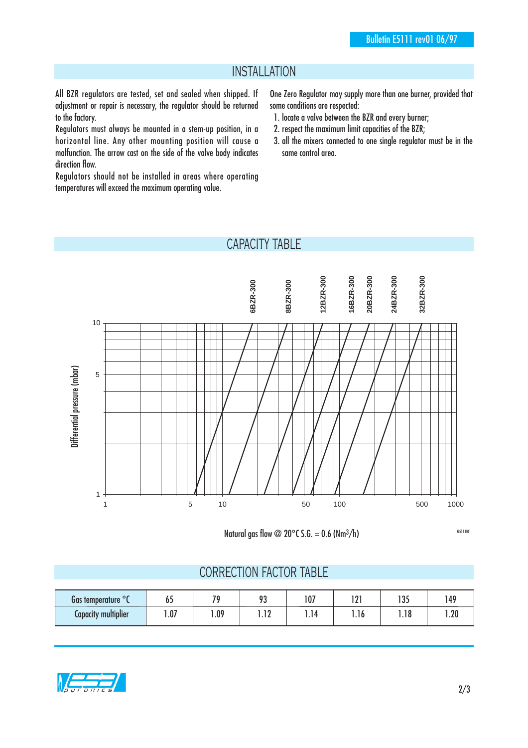## INSTALLATION

All BZR regulators are tested, set and sealed when shipped. If adjustment or repair is necessary, the regulator should be returned to the factory.

Regulators must always be mounted in a stem-up position, in a horizontal line. Any other mounting position will cause a malfunction. The arrow cast on the side of the valve body indicates direction flow.

Regulators should not be installed in areas where operating temperatures will exceed the maximum operating value.

One Zero Regulator may supply more than one burner, provided that some conditions are respected:

1. locate a valve between the BZR and every burner;
2. respect the maximum limit capacities of the BZR;
3. all the mixers connected to one single regulator must be in the same control area.

## CAPACITY TABLE

6BZR-300 8BZR-300 12BZR-300 16BZR-300 20BZR-300 24BZR-300 32BZR-300

Differential pressure (mbar)

Natural gas flow @ 20°C S.G. = 0.6 ($Nm^3/h$)

G5111I01

## CORRECTION FACTOR TABLE

| Gas temperature °C | 65 | 79 | 93 | 107 | 121 | 135 | 149 |
|---|---|---|---|---|---|---|---|
| Capacity multiplier | 1.07 | 1.09 | 1.12 | 1.14 | 1.16 | 1.18 | 1.20 |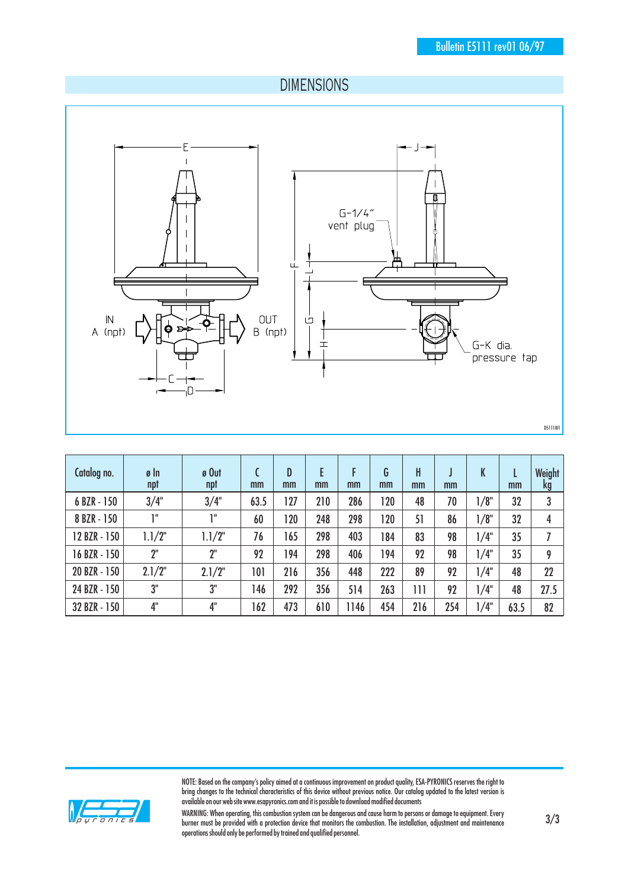## DIMENSIONS

E

J

G-1/4"
vent plug

F

L

IN
A (npt)

OUT
B (npt)

G

H

G-K dia.
pressure tap

C

D

D5111I01

| Catalog no. | ø In npt | ø Out npt | C mm | D mm | E mm | F mm | G mm | H mm | J mm | K | L mm | Weight kg |
|---|---|---|---|---|---|---|---|---|---|---|---|---|
| 6 BZR - 150 | 3/4" | 3/4" | 63.5 | 127 | 210 | 286 | 120 | 48 | 70 | 1/8" | 32 | 3 |
| 8 BZR - 150 | 1" | 1" | 60 | 120 | 248 | 298 | 120 | 51 | 86 | 1/8" | 32 | 4 |
| 12 BZR - 150 | 1.1/2" | 1.1/2" | 76 | 165 | 298 | 403 | 184 | 83 | 98 | 1/4" | 35 | 7 |
| 16 BZR - 150 | 2" | 2" | 92 | 194 | 298 | 406 | 194 | 92 | 98 | 1/4" | 35 | 9 |
| 20 BZR - 150 | 2.1/2" | 2.1/2" | 101 | 216 | 356 | 448 | 222 | 89 | 92 | 1/4" | 48 | 22 |
| 24 BZR - 150 | 3" | 3" | 146 | 292 | 356 | 514 | 263 | 111 | 92 | 1/4" | 48 | 27.5 |
| 32 BZR - 150 | 4" | 4" | 162 | 473 | 610 | 1146 | 454 | 216 | 254 | 1/4" | 63.5 | 82 |

NOTE: Based on the company's policy aimed at a continuous improvement on product quality, ESA-PYRONICS reserves the right to bring changes to the technical characteristics of this device without previous notice. Our catalog updated to the latest version is available on our web site www.esapyronics.com and it is possible to download modified documents

WARNING: When operating, this combustion system can be dangerous and cause harm to persons or damage to equipment. Every burner must be provided with a protection device that monitors the combustion. The installation, adjustment and maintenance operations should only be performed by trained and qualified personnel.